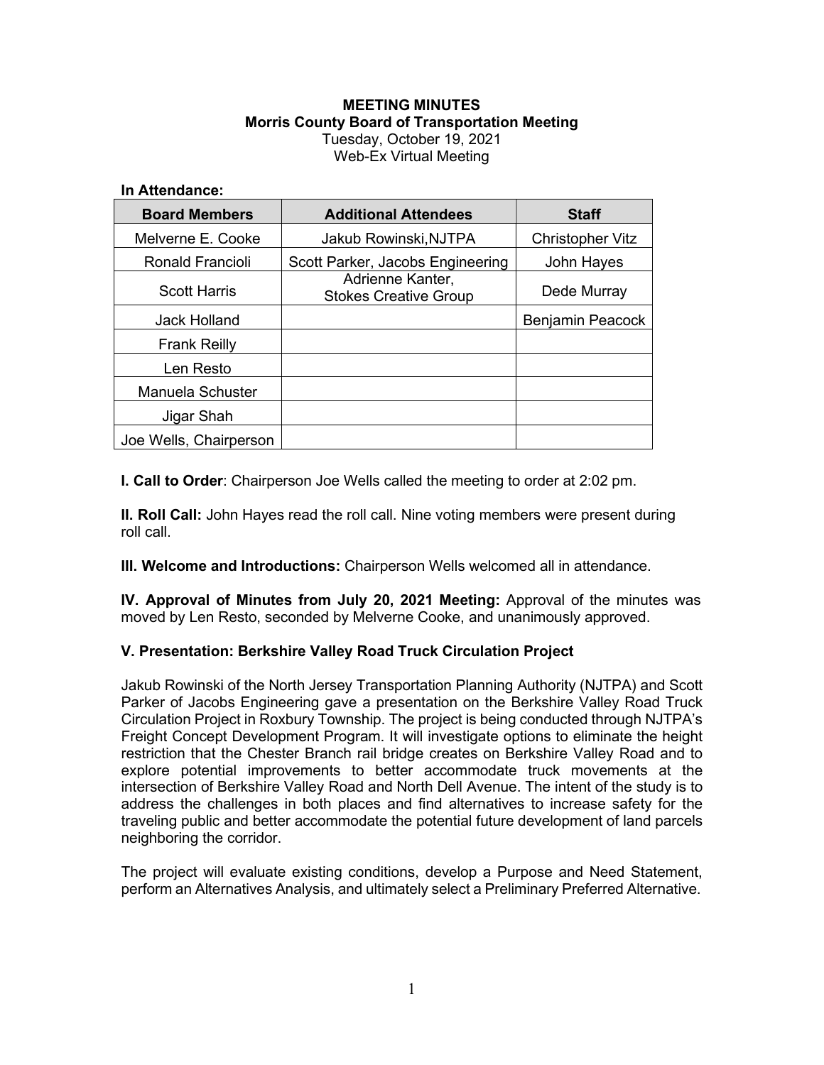**MEETING MINUTES**
**Morris County Board of Transportation Meeting**
Tuesday, October 19, 2021
Web-Ex Virtual Meeting

**In Attendance:**

| Board Members | Additional Attendees | Staff |
|---|---|---|
| Melverne E. Cooke | Jakub Rowinski,NJTPA | Christopher Vitz |
| Ronald Francioli | Scott Parker, Jacobs Engineering | John Hayes |
| Scott Harris | Adrienne Kanter, Stokes Creative Group | Dede Murray |
| Jack Holland | | Benjamin Peacock |
| Frank Reilly | | |
| Len Resto | | |
| Manuela Schuster | | |
| Jigar Shah | | |
| Joe Wells, Chairperson | | |

**I. Call to Order**: Chairperson Joe Wells called the meeting to order at 2:02 pm.

**II. Roll Call:** John Hayes read the roll call. Nine voting members were present during roll call.

**III. Welcome and Introductions:** Chairperson Wells welcomed all in attendance.

**IV. Approval of Minutes from July 20, 2021 Meeting:** Approval of the minutes was moved by Len Resto, seconded by Melverne Cooke, and unanimously approved.

**V. Presentation: Berkshire Valley Road Truck Circulation Project**

Jakub Rowinski of the North Jersey Transportation Planning Authority (NJTPA) and Scott Parker of Jacobs Engineering gave a presentation on the Berkshire Valley Road Truck Circulation Project in Roxbury Township. The project is being conducted through NJTPA's Freight Concept Development Program. It will investigate options to eliminate the height restriction that the Chester Branch rail bridge creates on Berkshire Valley Road and to explore potential improvements to better accommodate truck movements at the intersection of Berkshire Valley Road and North Dell Avenue. The intent of the study is to address the challenges in both places and find alternatives to increase safety for the traveling public and better accommodate the potential future development of land parcels neighboring the corridor.

The project will evaluate existing conditions, develop a Purpose and Need Statement, perform an Alternatives Analysis, and ultimately select a Preliminary Preferred Alternative.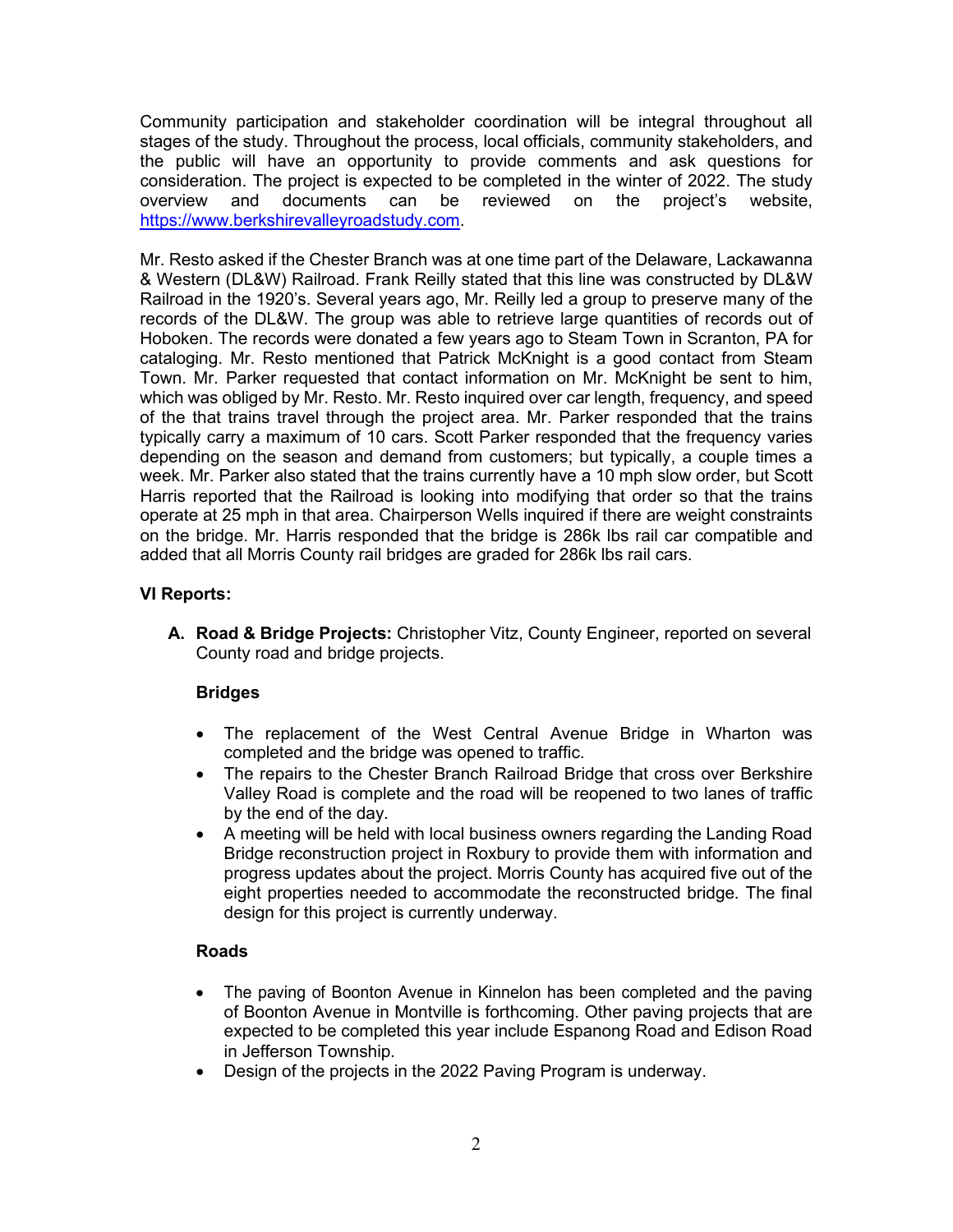Community participation and stakeholder coordination will be integral throughout all stages of the study. Throughout the process, local officials, community stakeholders, and the public will have an opportunity to provide comments and ask questions for consideration. The project is expected to be completed in the winter of 2022. The study overview and documents can be reviewed on the project's website, https://www.berkshirevalleyroadstudy.com.

Mr. Resto asked if the Chester Branch was at one time part of the Delaware, Lackawanna & Western (DL&W) Railroad. Frank Reilly stated that this line was constructed by DL&W Railroad in the 1920's. Several years ago, Mr. Reilly led a group to preserve many of the records of the DL&W. The group was able to retrieve large quantities of records out of Hoboken. The records were donated a few years ago to Steam Town in Scranton, PA for cataloging. Mr. Resto mentioned that Patrick McKnight is a good contact from Steam Town. Mr. Parker requested that contact information on Mr. McKnight be sent to him, which was obliged by Mr. Resto. Mr. Resto inquired over car length, frequency, and speed of the that trains travel through the project area. Mr. Parker responded that the trains typically carry a maximum of 10 cars. Scott Parker responded that the frequency varies depending on the season and demand from customers; but typically, a couple times a week. Mr. Parker also stated that the trains currently have a 10 mph slow order, but Scott Harris reported that the Railroad is looking into modifying that order so that the trains operate at 25 mph in that area. Chairperson Wells inquired if there are weight constraints on the bridge. Mr. Harris responded that the bridge is 286k lbs rail car compatible and added that all Morris County rail bridges are graded for 286k lbs rail cars.

**VI Reports:**

**A. Road & Bridge Projects:** Christopher Vitz, County Engineer, reported on several County road and bridge projects.

**Bridges**

- The replacement of the West Central Avenue Bridge in Wharton was completed and the bridge was opened to traffic.
- The repairs to the Chester Branch Railroad Bridge that cross over Berkshire Valley Road is complete and the road will be reopened to two lanes of traffic by the end of the day.
- A meeting will be held with local business owners regarding the Landing Road Bridge reconstruction project in Roxbury to provide them with information and progress updates about the project. Morris County has acquired five out of the eight properties needed to accommodate the reconstructed bridge. The final design for this project is currently underway.

**Roads**

- The paving of Boonton Avenue in Kinnelon has been completed and the paving of Boonton Avenue in Montville is forthcoming. Other paving projects that are expected to be completed this year include Espanong Road and Edison Road in Jefferson Township.
- Design of the projects in the 2022 Paving Program is underway.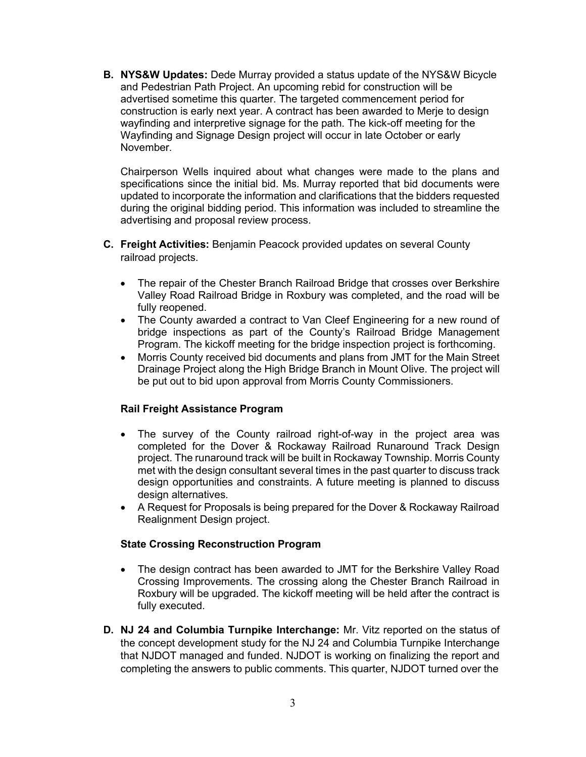**B. NYS&W Updates:** Dede Murray provided a status update of the NYS&W Bicycle and Pedestrian Path Project. An upcoming rebid for construction will be advertised sometime this quarter. The targeted commencement period for construction is early next year. A contract has been awarded to Merje to design wayfinding and interpretive signage for the path. The kick-off meeting for the Wayfinding and Signage Design project will occur in late October or early November.

Chairperson Wells inquired about what changes were made to the plans and specifications since the initial bid. Ms. Murray reported that bid documents were updated to incorporate the information and clarifications that the bidders requested during the original bidding period. This information was included to streamline the advertising and proposal review process.

**C. Freight Activities:** Benjamin Peacock provided updates on several County railroad projects.

- The repair of the Chester Branch Railroad Bridge that crosses over Berkshire Valley Road Railroad Bridge in Roxbury was completed, and the road will be fully reopened.
- The County awarded a contract to Van Cleef Engineering for a new round of bridge inspections as part of the County's Railroad Bridge Management Program. The kickoff meeting for the bridge inspection project is forthcoming.
- Morris County received bid documents and plans from JMT for the Main Street Drainage Project along the High Bridge Branch in Mount Olive. The project will be put out to bid upon approval from Morris County Commissioners.

**Rail Freight Assistance Program**

- The survey of the County railroad right-of-way in the project area was completed for the Dover & Rockaway Railroad Runaround Track Design project. The runaround track will be built in Rockaway Township. Morris County met with the design consultant several times in the past quarter to discuss track design opportunities and constraints. A future meeting is planned to discuss design alternatives.
- A Request for Proposals is being prepared for the Dover & Rockaway Railroad Realignment Design project.

**State Crossing Reconstruction Program**

- The design contract has been awarded to JMT for the Berkshire Valley Road Crossing Improvements. The crossing along the Chester Branch Railroad in Roxbury will be upgraded. The kickoff meeting will be held after the contract is fully executed.

**D. NJ 24 and Columbia Turnpike Interchange:** Mr. Vitz reported on the status of the concept development study for the NJ 24 and Columbia Turnpike Interchange that NJDOT managed and funded. NJDOT is working on finalizing the report and completing the answers to public comments. This quarter, NJDOT turned over the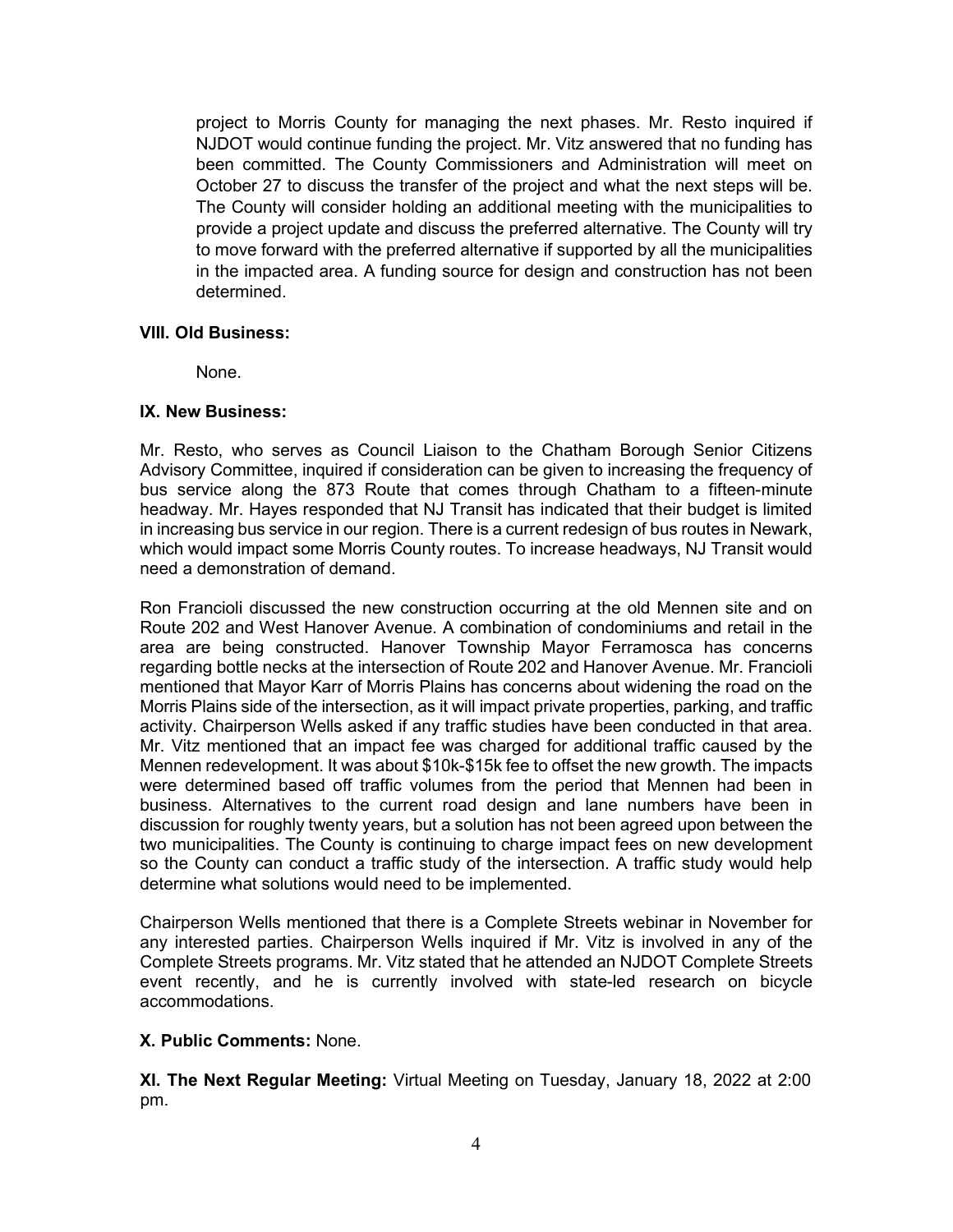project to Morris County for managing the next phases. Mr. Resto inquired if NJDOT would continue funding the project. Mr. Vitz answered that no funding has been committed. The County Commissioners and Administration will meet on October 27 to discuss the transfer of the project and what the next steps will be. The County will consider holding an additional meeting with the municipalities to provide a project update and discuss the preferred alternative. The County will try to move forward with the preferred alternative if supported by all the municipalities in the impacted area. A funding source for design and construction has not been determined.

**VIII. Old Business:**

None.

**IX. New Business:**

Mr. Resto, who serves as Council Liaison to the Chatham Borough Senior Citizens Advisory Committee, inquired if consideration can be given to increasing the frequency of bus service along the 873 Route that comes through Chatham to a fifteen-minute headway. Mr. Hayes responded that NJ Transit has indicated that their budget is limited in increasing bus service in our region. There is a current redesign of bus routes in Newark, which would impact some Morris County routes. To increase headways, NJ Transit would need a demonstration of demand.

Ron Francioli discussed the new construction occurring at the old Mennen site and on Route 202 and West Hanover Avenue. A combination of condominiums and retail in the area are being constructed. Hanover Township Mayor Ferramosca has concerns regarding bottle necks at the intersection of Route 202 and Hanover Avenue. Mr. Francioli mentioned that Mayor Karr of Morris Plains has concerns about widening the road on the Morris Plains side of the intersection, as it will impact private properties, parking, and traffic activity. Chairperson Wells asked if any traffic studies have been conducted in that area. Mr. Vitz mentioned that an impact fee was charged for additional traffic caused by the Mennen redevelopment. It was about $10k-$15k fee to offset the new growth. The impacts were determined based off traffic volumes from the period that Mennen had been in business. Alternatives to the current road design and lane numbers have been in discussion for roughly twenty years, but a solution has not been agreed upon between the two municipalities. The County is continuing to charge impact fees on new development so the County can conduct a traffic study of the intersection. A traffic study would help determine what solutions would need to be implemented.

Chairperson Wells mentioned that there is a Complete Streets webinar in November for any interested parties. Chairperson Wells inquired if Mr. Vitz is involved in any of the Complete Streets programs. Mr. Vitz stated that he attended an NJDOT Complete Streets event recently, and he is currently involved with state-led research on bicycle accommodations.

**X. Public Comments:** None.

**XI. The Next Regular Meeting:** Virtual Meeting on Tuesday, January 18, 2022 at 2:00 pm.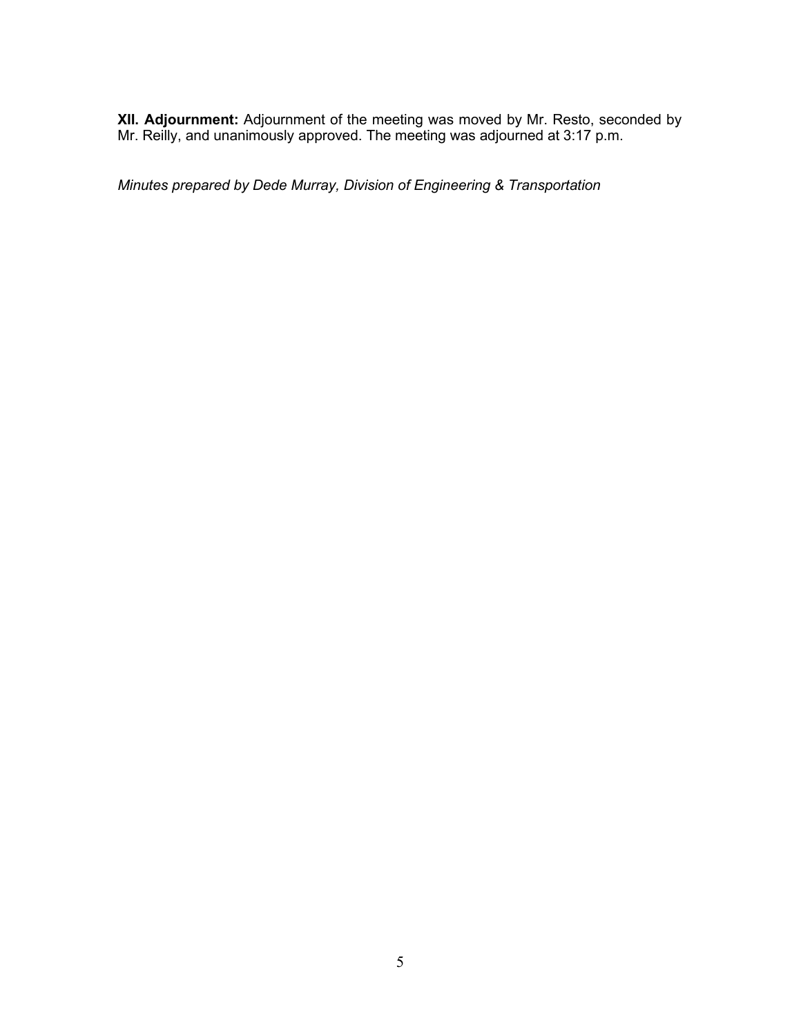**XII. Adjournment:** Adjournment of the meeting was moved by Mr. Resto, seconded by Mr. Reilly, and unanimously approved. The meeting was adjourned at 3:17 p.m.

*Minutes prepared by Dede Murray, Division of Engineering & Transportation*